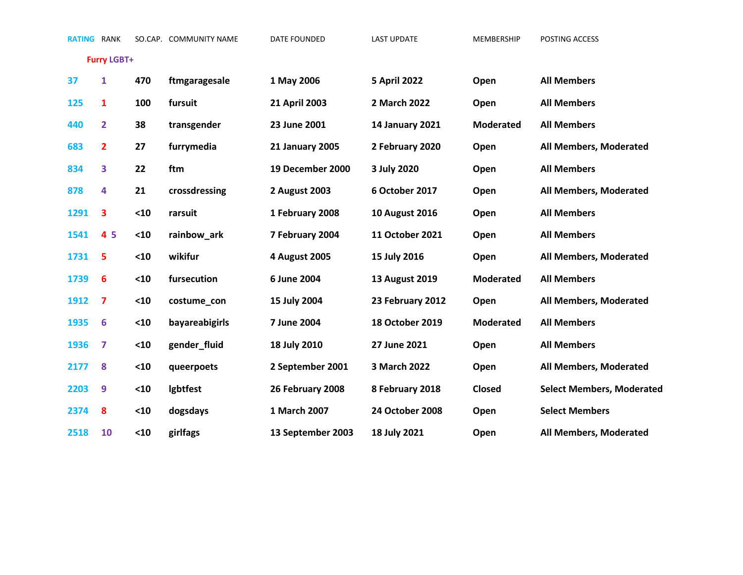| RATING | RANK | SO.CAP. | COMMUNITY NAME | DATE FOUNDED | LAST UPDATE | MEMBERSHIP | POSTING ACCESS |
|---|---|---|---|---|---|---|---|
| | Furry LGBT+ | | | | | | |
| 37 | 1 | 470 | ftmgaragesale | 1 May 2006 | 5 April 2022 | Open | All Members |
| 125 | 1 | 100 | fursuit | 21 April 2003 | 2 March 2022 | Open | All Members |
| 440 | 2 | 38 | transgender | 23 June 2001 | 14 January 2021 | Moderated | All Members |
| 683 | 2 | 27 | furrymedia | 21 January 2005 | 2 February 2020 | Open | All Members, Moderated |
| 834 | 3 | 22 | ftm | 19 December 2000 | 3 July 2020 | Open | All Members |
| 878 | 4 | 21 | crossdressing | 2 August 2003 | 6 October 2017 | Open | All Members, Moderated |
| 1291 | 3 | <10 | rarsuit | 1 February 2008 | 10 August 2016 | Open | All Members |
| 1541 | 4 5 | <10 | rainbow_ark | 7 February 2004 | 11 October 2021 | Open | All Members |
| 1731 | 5 | <10 | wikifur | 4 August 2005 | 15 July 2016 | Open | All Members, Moderated |
| 1739 | 6 | <10 | fursecution | 6 June 2004 | 13 August 2019 | Moderated | All Members |
| 1912 | 7 | <10 | costume_con | 15 July 2004 | 23 February 2012 | Open | All Members, Moderated |
| 1935 | 6 | <10 | bayareabigirls | 7 June 2004 | 18 October 2019 | Moderated | All Members |
| 1936 | 7 | <10 | gender_fluid | 18 July 2010 | 27 June 2021 | Open | All Members |
| 2177 | 8 | <10 | queerpoets | 2 September 2001 | 3 March 2022 | Open | All Members, Moderated |
| 2203 | 9 | <10 | lgbtfest | 26 February 2008 | 8 February 2018 | Closed | Select Members, Moderated |
| 2374 | 8 | <10 | dogsdays | 1 March 2007 | 24 October 2008 | Open | Select Members |
| 2518 | 10 | <10 | girlfags | 13 September 2003 | 18 July 2021 | Open | All Members, Moderated |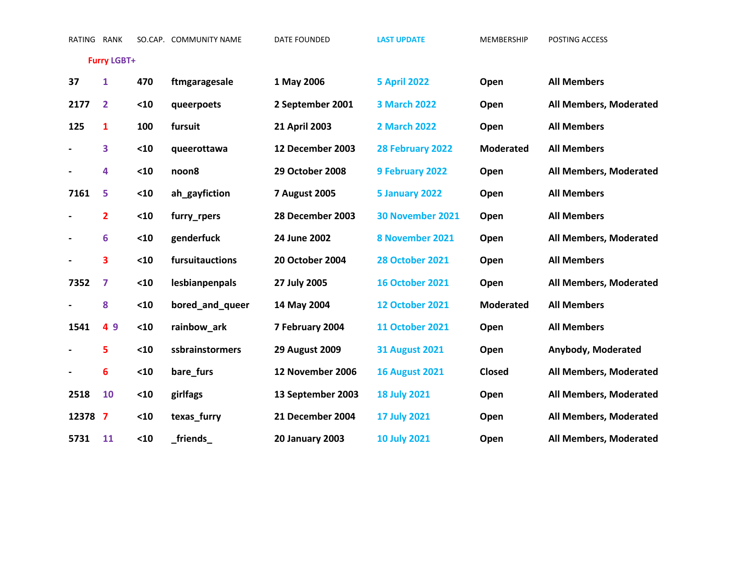| RATING | RANK | SO.CAP. | COMMUNITY NAME | DATE FOUNDED | LAST UPDATE | MEMBERSHIP | POSTING ACCESS |
|---|---|---|---|---|---|---|---|
| | Furry LGBT+ | | | | | | |
| **37** | **1** | **470** | **ftmgaragesale** | **1 May 2006** | **5 April 2022** | **Open** | **All Members** |
| **2177** | **2** | **<10** | **queerpoets** | **2 September 2001** | **3 March 2022** | **Open** | **All Members, Moderated** |
| **125** | **1** | **100** | **fursuit** | **21 April 2003** | **2 March 2022** | **Open** | **All Members** |
| **-** | **3** | **<10** | **queerottawa** | **12 December 2003** | **28 February 2022** | **Moderated** | **All Members** |
| **-** | **4** | **<10** | **noon8** | **29 October 2008** | **9 February 2022** | **Open** | **All Members, Moderated** |
| **7161** | **5** | **<10** | **ah_gayfiction** | **7 August 2005** | **5 January 2022** | **Open** | **All Members** |
| **-** | **2** | **<10** | **furry_rpers** | **28 December 2003** | **30 November 2021** | **Open** | **All Members** |
| **-** | **6** | **<10** | **genderfuck** | **24 June 2002** | **8 November 2021** | **Open** | **All Members, Moderated** |
| **-** | **3** | **<10** | **fursuitauctions** | **20 October 2004** | **28 October 2021** | **Open** | **All Members** |
| **7352** | **7** | **<10** | **lesbianpenpals** | **27 July 2005** | **16 October 2021** | **Open** | **All Members, Moderated** |
| **-** | **8** | **<10** | **bored_and_queer** | **14 May 2004** | **12 October 2021** | **Moderated** | **All Members** |
| **1541** | **4 9** | **<10** | **rainbow_ark** | **7 February 2004** | **11 October 2021** | **Open** | **All Members** |
| **-** | **5** | **<10** | **ssbrainstormers** | **29 August 2009** | **31 August 2021** | **Open** | **Anybody, Moderated** |
| **-** | **6** | **<10** | **bare_furs** | **12 November 2006** | **16 August 2021** | **Closed** | **All Members, Moderated** |
| **2518** | **10** | **<10** | **girlfags** | **13 September 2003** | **18 July 2021** | **Open** | **All Members, Moderated** |
| **12378** | **7** | **<10** | **texas_furry** | **21 December 2004** | **17 July 2021** | **Open** | **All Members, Moderated** |
| **5731** | **11** | **<10** | **_friends_** | **20 January 2003** | **10 July 2021** | **Open** | **All Members, Moderated** |